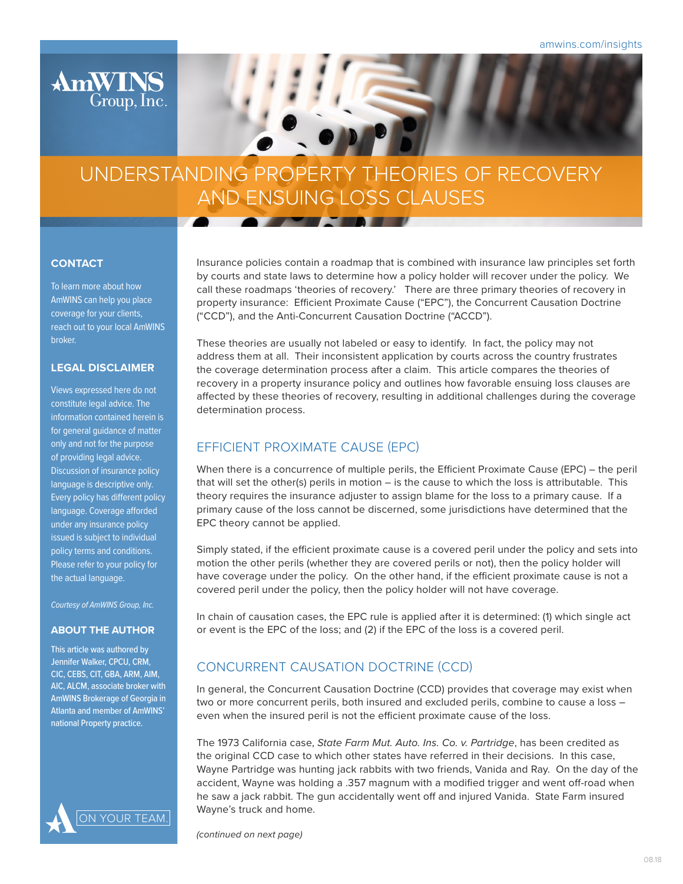# UNDERSTANDING PROPERTY THEORIES OF RECOVERY AND ENSUING LOSS CLAUSES

Insurance policies contain a roadmap that is combined with insurance law principles set forth by courts and state laws to determine how a policy holder will recover under the policy. We call these roadmaps 'theories of recovery.' There are three primary theories of recovery in property insurance: Efficient Proximate Cause ("EPC"), the Concurrent Causation Doctrine ("CCD"), and the Anti-Concurrent Causation Doctrine ("ACCD").

These theories are usually not labeled or easy to identify. In fact, the policy may not address them at all. Their inconsistent application by courts across the country frustrates the coverage determination process after a claim. This article compares the theories of recovery in a property insurance policy and outlines how favorable ensuing loss clauses are affected by these theories of recovery, resulting in additional challenges during the coverage determination process.

## EFFICIENT PROXIMATE CAUSE (EPC)

When there is a concurrence of multiple perils, the Efficient Proximate Cause (EPC) – the peril that will set the other(s) perils in motion – is the cause to which the loss is attributable. This theory requires the insurance adjuster to assign blame for the loss to a primary cause. If a primary cause of the loss cannot be discerned, some jurisdictions have determined that the EPC theory cannot be applied.

Simply stated, if the efficient proximate cause is a covered peril under the policy and sets into motion the other perils (whether they are covered perils or not), then the policy holder will have coverage under the policy. On the other hand, if the efficient proximate cause is not a covered peril under the policy, then the policy holder will not have coverage.

In chain of causation cases, the EPC rule is applied after it is determined: (1) which single act or event is the EPC of the loss; and (2) if the EPC of the loss is a covered peril.

## CONCURRENT CAUSATION DOCTRINE (CCD)

In general, the Concurrent Causation Doctrine (CCD) provides that coverage may exist when two or more concurrent perils, both insured and excluded perils, combine to cause a loss – even when the insured peril is not the efficient proximate cause of the loss.

The 1973 California case, *State Farm Mut. Auto. Ins. Co. v. Partridge*, has been credited as the original CCD case to which other states have referred in their decisions. In this case, Wayne Partridge was hunting jack rabbits with two friends, Vanida and Ray. On the day of the accident, Wayne was holding a .357 magnum with a modified trigger and went off-road when he saw a jack rabbit. The gun accidentally went off and injured Vanida. State Farm insured Wayne's truck and home.

*(continued on next page)*

### CONTACT

To learn more about how AmWINS can help you place coverage for your clients, reach out to your local AmWINS broker.

### LEGAL DISCLAIMER

Views expressed here do not constitute legal advice. The information contained herein is for general guidance of matter only and not for the purpose of providing legal advice. Discussion of insurance policy language is descriptive only. Every policy has different policy language. Coverage afforded under any insurance policy issued is subject to individual policy terms and conditions. Please refer to your policy for the actual language.

*Courtesy of AmWINS Group, Inc.*

### ABOUT THE AUTHOR

This article was authored by Jennifer Walker, CPCU, CRM, CIC, CEBS, CIT, GBA, ARM, AIM, AIC, ALCM, associate broker with AmWINS Brokerage of Georgia in Atlanta and member of AmWINS' national Property practice.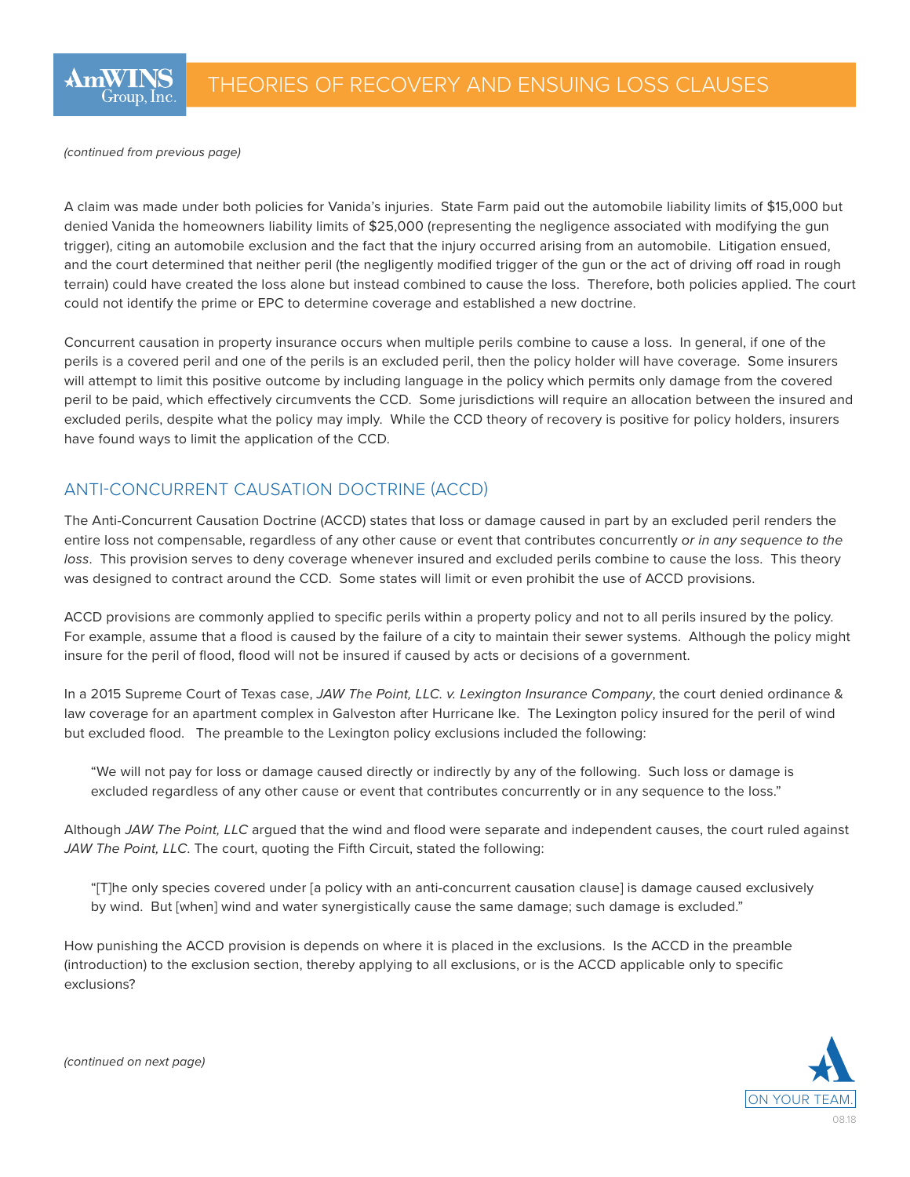*(continued from previous page)*

A claim was made under both policies for Vanida's injuries. State Farm paid out the automobile liability limits of $15,000 but denied Vanida the homeowners liability limits of $25,000 (representing the negligence associated with modifying the gun trigger), citing an automobile exclusion and the fact that the injury occurred arising from an automobile. Litigation ensued, and the court determined that neither peril (the negligently modified trigger of the gun or the act of driving off road in rough terrain) could have created the loss alone but instead combined to cause the loss. Therefore, both policies applied. The court could not identify the prime or EPC to determine coverage and established a new doctrine.

Concurrent causation in property insurance occurs when multiple perils combine to cause a loss. In general, if one of the perils is a covered peril and one of the perils is an excluded peril, then the policy holder will have coverage. Some insurers will attempt to limit this positive outcome by including language in the policy which permits only damage from the covered peril to be paid, which effectively circumvents the CCD. Some jurisdictions will require an allocation between the insured and excluded perils, despite what the policy may imply. While the CCD theory of recovery is positive for policy holders, insurers have found ways to limit the application of the CCD.

## ANTI-CONCURRENT CAUSATION DOCTRINE (ACCD)

The Anti-Concurrent Causation Doctrine (ACCD) states that loss or damage caused in part by an excluded peril renders the entire loss not compensable, regardless of any other cause or event that contributes concurrently *or in any sequence to the loss*. This provision serves to deny coverage whenever insured and excluded perils combine to cause the loss. This theory was designed to contract around the CCD. Some states will limit or even prohibit the use of ACCD provisions.

ACCD provisions are commonly applied to specific perils within a property policy and not to all perils insured by the policy. For example, assume that a flood is caused by the failure of a city to maintain their sewer systems. Although the policy might insure for the peril of flood, flood will not be insured if caused by acts or decisions of a government.

In a 2015 Supreme Court of Texas case, *JAW The Point, LLC. v. Lexington Insurance Company*, the court denied ordinance & law coverage for an apartment complex in Galveston after Hurricane Ike. The Lexington policy insured for the peril of wind but excluded flood. The preamble to the Lexington policy exclusions included the following:

> "We will not pay for loss or damage caused directly or indirectly by any of the following. Such loss or damage is excluded regardless of any other cause or event that contributes concurrently or in any sequence to the loss."

Although *JAW The Point, LLC* argued that the wind and flood were separate and independent causes, the court ruled against *JAW The Point, LLC*. The court, quoting the Fifth Circuit, stated the following:

> "[T]he only species covered under [a policy with an anti-concurrent causation clause] is damage caused exclusively by wind. But [when] wind and water synergistically cause the same damage; such damage is excluded."

How punishing the ACCD provision is depends on where it is placed in the exclusions. Is the ACCD in the preamble (introduction) to the exclusion section, thereby applying to all exclusions, or is the ACCD applicable only to specific exclusions?

*(continued on next page)*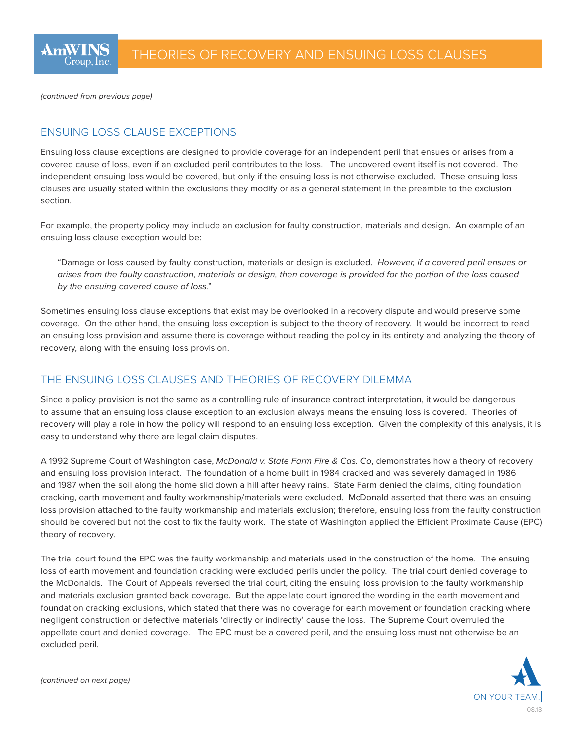*(continued from previous page)*

## ENSUING LOSS CLAUSE EXCEPTIONS

Ensuing loss clause exceptions are designed to provide coverage for an independent peril that ensues or arises from a covered cause of loss, even if an excluded peril contributes to the loss. The uncovered event itself is not covered. The independent ensuing loss would be covered, but only if the ensuing loss is not otherwise excluded. These ensuing loss clauses are usually stated within the exclusions they modify or as a general statement in the preamble to the exclusion section.

For example, the property policy may include an exclusion for faulty construction, materials and design. An example of an ensuing loss clause exception would be:

> "Damage or loss caused by faulty construction, materials or design is excluded. *However, if a covered peril ensues or arises from the faulty construction, materials or design, then coverage is provided for the portion of the loss caused by the ensuing covered cause of loss*."

Sometimes ensuing loss clause exceptions that exist may be overlooked in a recovery dispute and would preserve some coverage. On the other hand, the ensuing loss exception is subject to the theory of recovery. It would be incorrect to read an ensuing loss provision and assume there is coverage without reading the policy in its entirety and analyzing the theory of recovery, along with the ensuing loss provision.

## THE ENSUING LOSS CLAUSES AND THEORIES OF RECOVERY DILEMMA

Since a policy provision is not the same as a controlling rule of insurance contract interpretation, it would be dangerous to assume that an ensuing loss clause exception to an exclusion always means the ensuing loss is covered. Theories of recovery will play a role in how the policy will respond to an ensuing loss exception. Given the complexity of this analysis, it is easy to understand why there are legal claim disputes.

A 1992 Supreme Court of Washington case, *McDonald v. State Farm Fire & Cas. Co*, demonstrates how a theory of recovery and ensuing loss provision interact. The foundation of a home built in 1984 cracked and was severely damaged in 1986 and 1987 when the soil along the home slid down a hill after heavy rains. State Farm denied the claims, citing foundation cracking, earth movement and faulty workmanship/materials were excluded. McDonald asserted that there was an ensuing loss provision attached to the faulty workmanship and materials exclusion; therefore, ensuing loss from the faulty construction should be covered but not the cost to fix the faulty work. The state of Washington applied the Efficient Proximate Cause (EPC) theory of recovery.

The trial court found the EPC was the faulty workmanship and materials used in the construction of the home. The ensuing loss of earth movement and foundation cracking were excluded perils under the policy. The trial court denied coverage to the McDonalds. The Court of Appeals reversed the trial court, citing the ensuing loss provision to the faulty workmanship and materials exclusion granted back coverage. But the appellate court ignored the wording in the earth movement and foundation cracking exclusions, which stated that there was no coverage for earth movement or foundation cracking where negligent construction or defective materials 'directly or indirectly' cause the loss. The Supreme Court overruled the appellate court and denied coverage. The EPC must be a covered peril, and the ensuing loss must not otherwise be an excluded peril.

*(continued on next page)*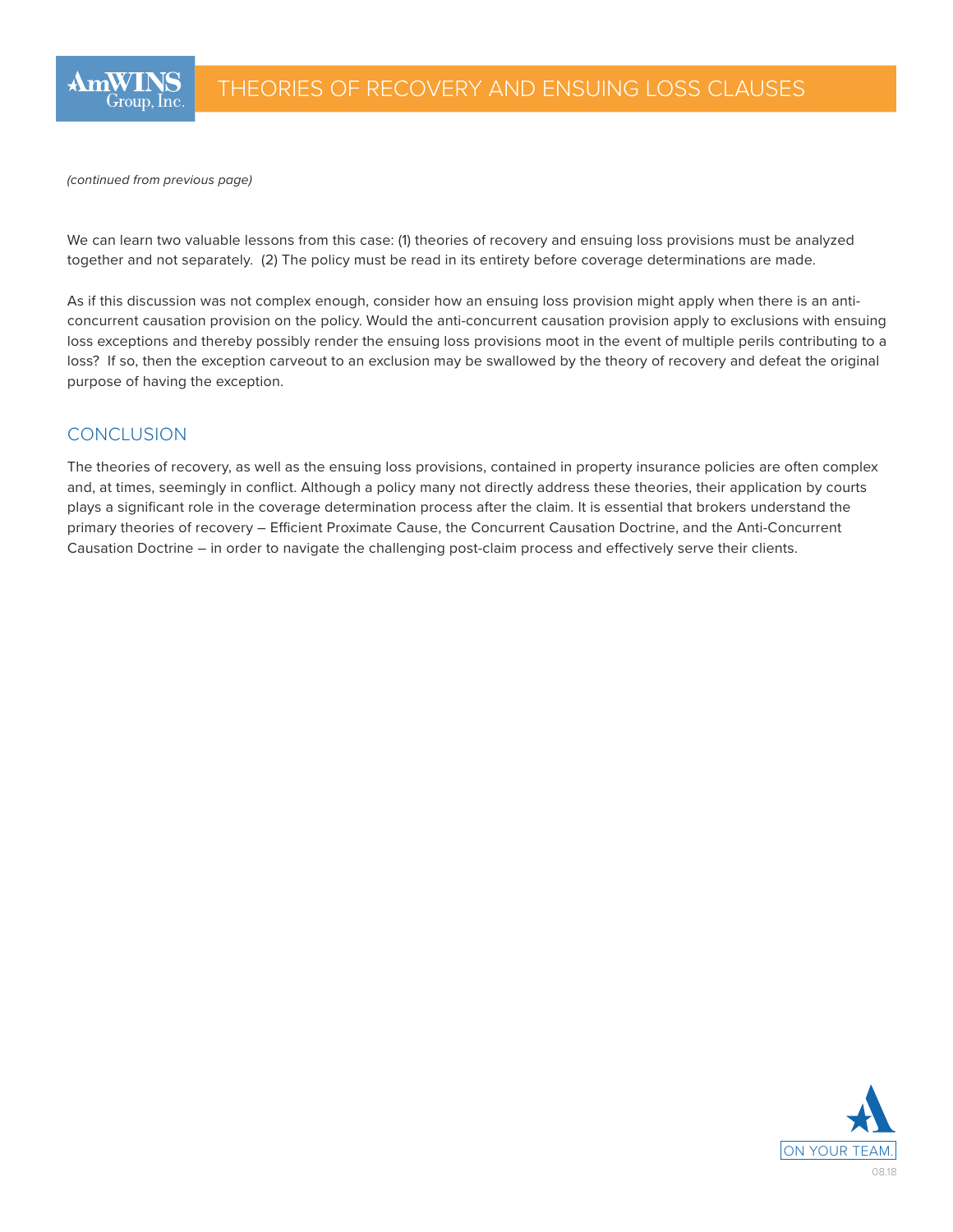*(continued from previous page)*

We can learn two valuable lessons from this case: (1) theories of recovery and ensuing loss provisions must be analyzed together and not separately. (2) The policy must be read in its entirety before coverage determinations are made.

As if this discussion was not complex enough, consider how an ensuing loss provision might apply when there is an anti-concurrent causation provision on the policy. Would the anti-concurrent causation provision apply to exclusions with ensuing loss exceptions and thereby possibly render the ensuing loss provisions moot in the event of multiple perils contributing to a loss? If so, then the exception carveout to an exclusion may be swallowed by the theory of recovery and defeat the original purpose of having the exception.

## CONCLUSION

The theories of recovery, as well as the ensuing loss provisions, contained in property insurance policies are often complex and, at times, seemingly in conflict. Although a policy many not directly address these theories, their application by courts plays a significant role in the coverage determination process after the claim. It is essential that brokers understand the primary theories of recovery – Efficient Proximate Cause, the Concurrent Causation Doctrine, and the Anti-Concurrent Causation Doctrine – in order to navigate the challenging post-claim process and effectively serve their clients.